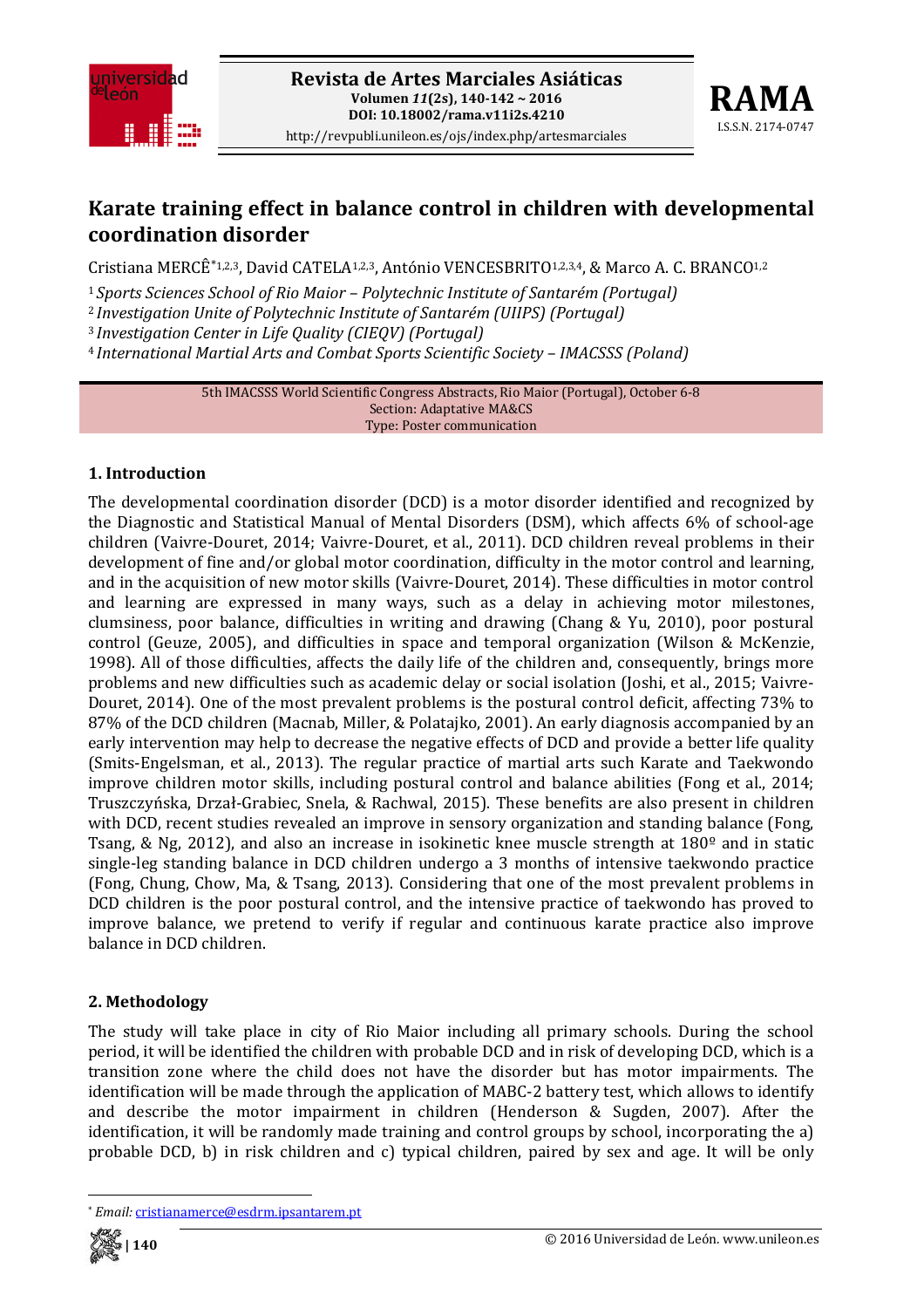# Karate training effect in balance control in children with developmental coordination disorder

Cristiana MERCÊ*[1,2,3], David CATELA[1,2,3], António VENCESBRITO[1,2,3,4], & Marco A. C. BRANCO[1,2]

[1] *Sports Sciences School of Rio Maior – Polytechnic Institute of Santarém (Portugal)*
[2] *Investigation Unite of Polytechnic Institute of Santarém (UIIPS) (Portugal)*
[3] *Investigation Center in Life Quality (CIEQV) (Portugal)*
[4] *International Martial Arts and Combat Sports Scientific Society – IMACSSS (Poland)*

5th IMACSSS World Scientific Congress Abstracts, Rio Maior (Portugal), October 6-8
Section: Adaptative MA&CS
Type: Poster communication

## 1. Introduction

The developmental coordination disorder (DCD) is a motor disorder identified and recognized by the Diagnostic and Statistical Manual of Mental Disorders (DSM), which affects 6% of school-age children (Vaivre-Douret, 2014; Vaivre-Douret, et al., 2011). DCD children reveal problems in their development of fine and/or global motor coordination, difficulty in the motor control and learning, and in the acquisition of new motor skills (Vaivre-Douret, 2014). These difficulties in motor control and learning are expressed in many ways, such as a delay in achieving motor milestones, clumsiness, poor balance, difficulties in writing and drawing (Chang & Yu, 2010), poor postural control (Geuze, 2005), and difficulties in space and temporal organization (Wilson & McKenzie, 1998). All of those difficulties, affects the daily life of the children and, consequently, brings more problems and new difficulties such as academic delay or social isolation (Joshi, et al., 2015; Vaivre-Douret, 2014). One of the most prevalent problems is the postural control deficit, affecting 73% to 87% of the DCD children (Macnab, Miller, & Polatajko, 2001). An early diagnosis accompanied by an early intervention may help to decrease the negative effects of DCD and provide a better life quality (Smits-Engelsman, et al., 2013). The regular practice of martial arts such Karate and Taekwondo improve children motor skills, including postural control and balance abilities (Fong et al., 2014; Truszczyńska, Drzał-Grabiec, Snela, & Rachwal, 2015). These benefits are also present in children with DCD, recent studies revealed an improve in sensory organization and standing balance (Fong, Tsang, & Ng, 2012), and also an increase in isokinetic knee muscle strength at 180º and in static single-leg standing balance in DCD children undergo a 3 months of intensive taekwondo practice (Fong, Chung, Chow, Ma, & Tsang, 2013). Considering that one of the most prevalent problems in DCD children is the poor postural control, and the intensive practice of taekwondo has proved to improve balance, we pretend to verify if regular and continuous karate practice also improve balance in DCD children.

## 2. Methodology

The study will take place in city of Rio Maior including all primary schools. During the school period, it will be identified the children with probable DCD and in risk of developing DCD, which is a transition zone where the child does not have the disorder but has motor impairments. The identification will be made through the application of MABC-2 battery test, which allows to identify and describe the motor impairment in children (Henderson & Sugden, 2007). After the identification, it will be randomly made training and control groups by school, incorporating the a) probable DCD, b) in risk children and c) typical children, paired by sex and age. It will be only

---

\* *Email:* cristianamerce@esdrm.ipsantarem.pt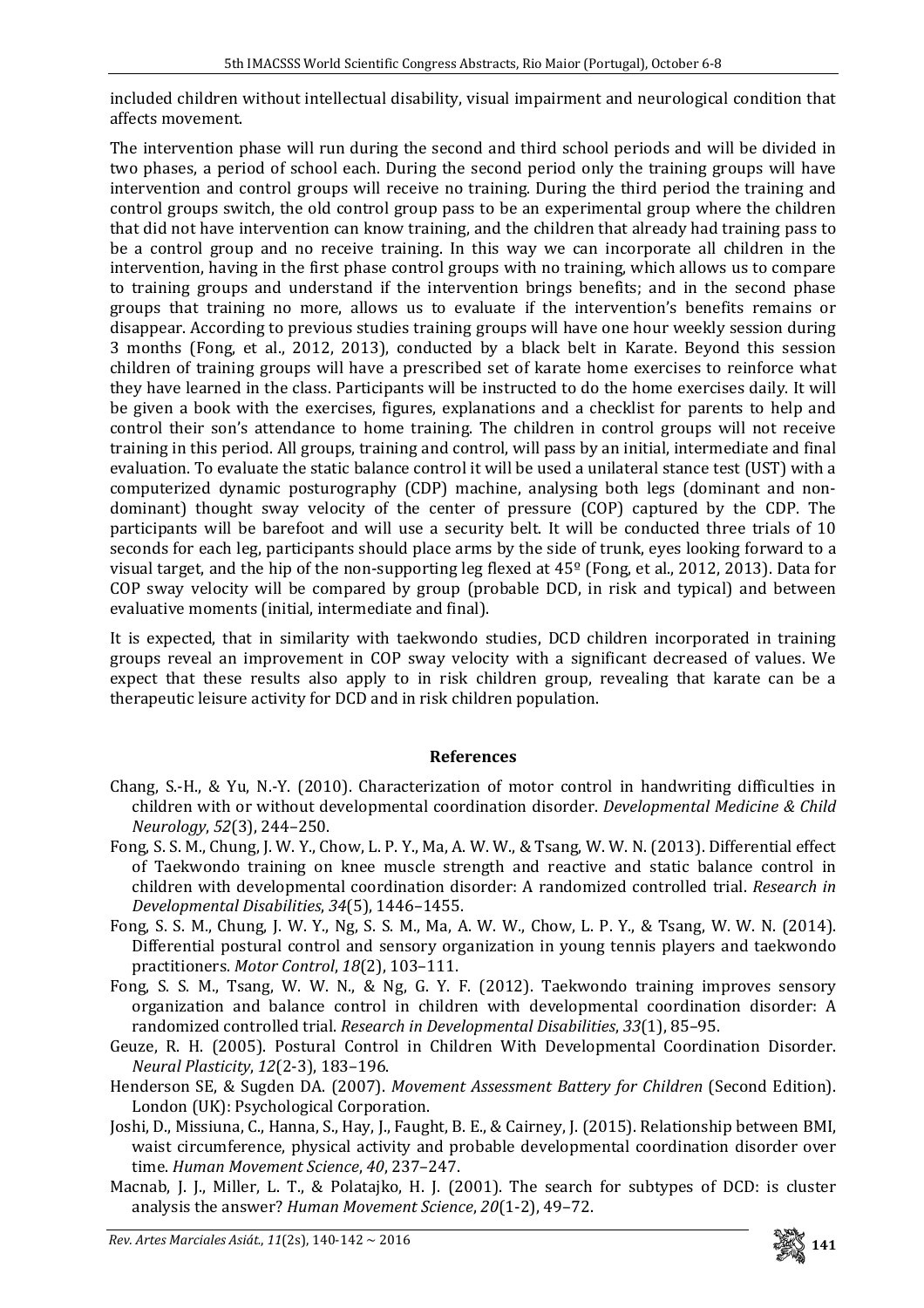included children without intellectual disability, visual impairment and neurological condition that affects movement.

The intervention phase will run during the second and third school periods and will be divided in two phases, a period of school each. During the second period only the training groups will have intervention and control groups will receive no training. During the third period the training and control groups switch, the old control group pass to be an experimental group where the children that did not have intervention can know training, and the children that already had training pass to be a control group and no receive training. In this way we can incorporate all children in the intervention, having in the first phase control groups with no training, which allows us to compare to training groups and understand if the intervention brings benefits; and in the second phase groups that training no more, allows us to evaluate if the intervention's benefits remains or disappear. According to previous studies training groups will have one hour weekly session during 3 months (Fong, et al., 2012, 2013), conducted by a black belt in Karate. Beyond this session children of training groups will have a prescribed set of karate home exercises to reinforce what they have learned in the class. Participants will be instructed to do the home exercises daily. It will be given a book with the exercises, figures, explanations and a checklist for parents to help and control their son's attendance to home training. The children in control groups will not receive training in this period. All groups, training and control, will pass by an initial, intermediate and final evaluation. To evaluate the static balance control it will be used a unilateral stance test (UST) with a computerized dynamic posturography (CDP) machine, analysing both legs (dominant and non-dominant) thought sway velocity of the center of pressure (COP) captured by the CDP. The participants will be barefoot and will use a security belt. It will be conducted three trials of 10 seconds for each leg, participants should place arms by the side of trunk, eyes looking forward to a visual target, and the hip of the non-supporting leg flexed at 45º (Fong, et al., 2012, 2013). Data for COP sway velocity will be compared by group (probable DCD, in risk and typical) and between evaluative moments (initial, intermediate and final).

It is expected, that in similarity with taekwondo studies, DCD children incorporated in training groups reveal an improvement in COP sway velocity with a significant decreased of values. We expect that these results also apply to in risk children group, revealing that karate can be a therapeutic leisure activity for DCD and in risk children population.

## References

Chang, S.-H., & Yu, N.-Y. (2010). Characterization of motor control in handwriting difficulties in children with or without developmental coordination disorder. *Developmental Medicine & Child Neurology*, *52*(3), 244–250.

Fong, S. S. M., Chung, J. W. Y., Chow, L. P. Y., Ma, A. W. W., & Tsang, W. W. N. (2013). Differential effect of Taekwondo training on knee muscle strength and reactive and static balance control in children with developmental coordination disorder: A randomized controlled trial. *Research in Developmental Disabilities*, *34*(5), 1446–1455.

Fong, S. S. M., Chung, J. W. Y., Ng, S. S. M., Ma, A. W. W., Chow, L. P. Y., & Tsang, W. W. N. (2014). Differential postural control and sensory organization in young tennis players and taekwondo practitioners. *Motor Control*, *18*(2), 103–111.

Fong, S. S. M., Tsang, W. W. N., & Ng, G. Y. F. (2012). Taekwondo training improves sensory organization and balance control in children with developmental coordination disorder: A randomized controlled trial. *Research in Developmental Disabilities*, *33*(1), 85–95.

Geuze, R. H. (2005). Postural Control in Children With Developmental Coordination Disorder. *Neural Plasticity*, *12*(2-3), 183–196.

Henderson SE, & Sugden DA. (2007). *Movement Assessment Battery for Children* (Second Edition). London (UK): Psychological Corporation.

Joshi, D., Missiuna, C., Hanna, S., Hay, J., Faught, B. E., & Cairney, J. (2015). Relationship between BMI, waist circumference, physical activity and probable developmental coordination disorder over time. *Human Movement Science*, *40*, 237–247.

Macnab, J. J., Miller, L. T., & Polatajko, H. J. (2001). The search for subtypes of DCD: is cluster analysis the answer? *Human Movement Science*, *20*(1-2), 49–72.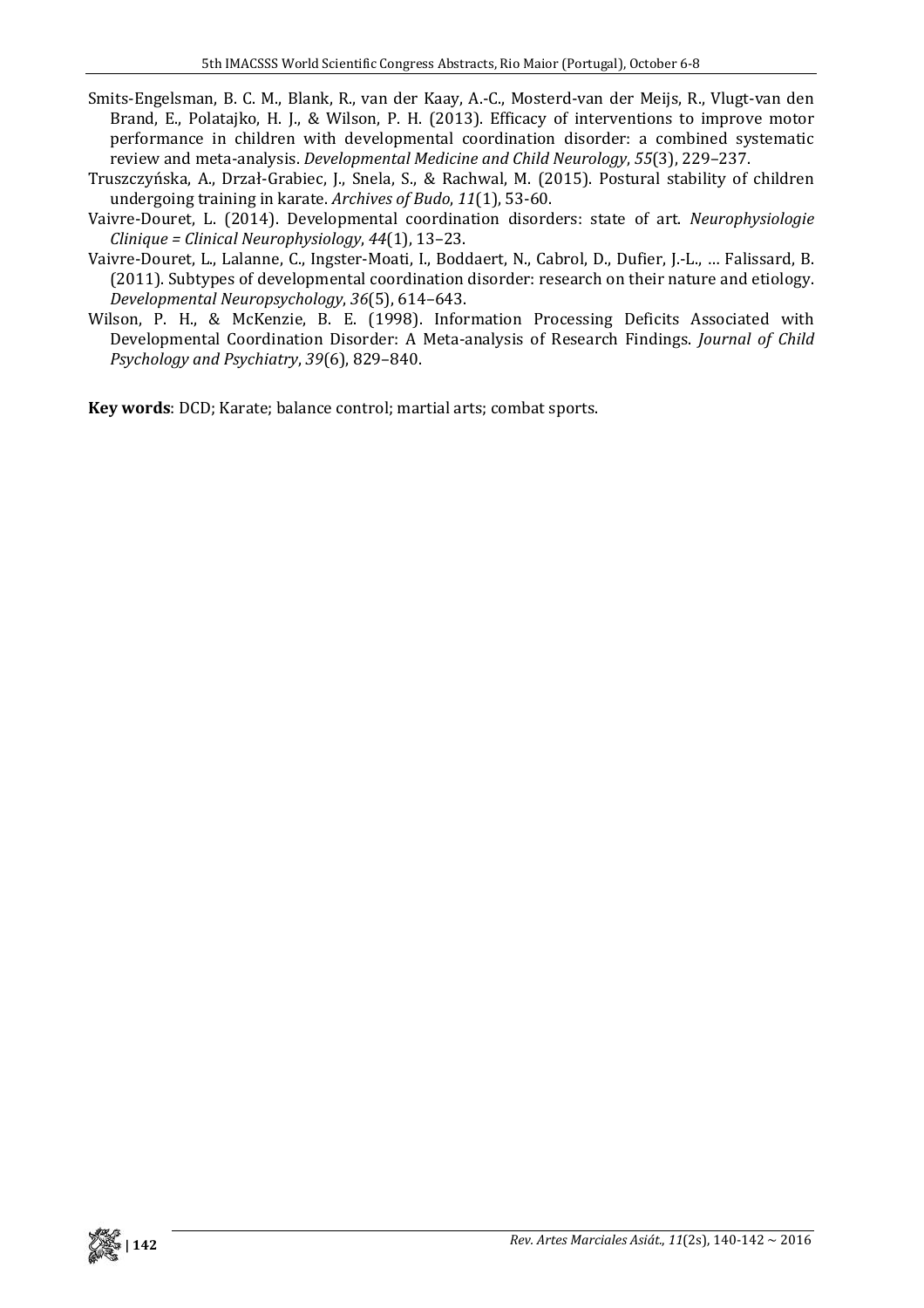Smits-Engelsman, B. C. M., Blank, R., van der Kaay, A.-C., Mosterd-van der Meijs, R., Vlugt-van den Brand, E., Polatajko, H. J., & Wilson, P. H. (2013). Efficacy of interventions to improve motor performance in children with developmental coordination disorder: a combined systematic review and meta-analysis. *Developmental Medicine and Child Neurology*, *55*(3), 229–237.

Truszczyńska, A., Drzał-Grabiec, J., Snela, S., & Rachwal, M. (2015). Postural stability of children undergoing training in karate. *Archives of Budo*, *11*(1), 53-60.

Vaivre-Douret, L. (2014). Developmental coordination disorders: state of art. *Neurophysiologie Clinique = Clinical Neurophysiology*, *44*(1), 13–23.

Vaivre-Douret, L., Lalanne, C., Ingster-Moati, I., Boddaert, N., Cabrol, D., Dufier, J.-L., … Falissard, B. (2011). Subtypes of developmental coordination disorder: research on their nature and etiology. *Developmental Neuropsychology*, *36*(5), 614–643.

Wilson, P. H., & McKenzie, B. E. (1998). Information Processing Deficits Associated with Developmental Coordination Disorder: A Meta-analysis of Research Findings. *Journal of Child Psychology and Psychiatry*, *39*(6), 829–840.

**Key words**: DCD; Karate; balance control; martial arts; combat sports.